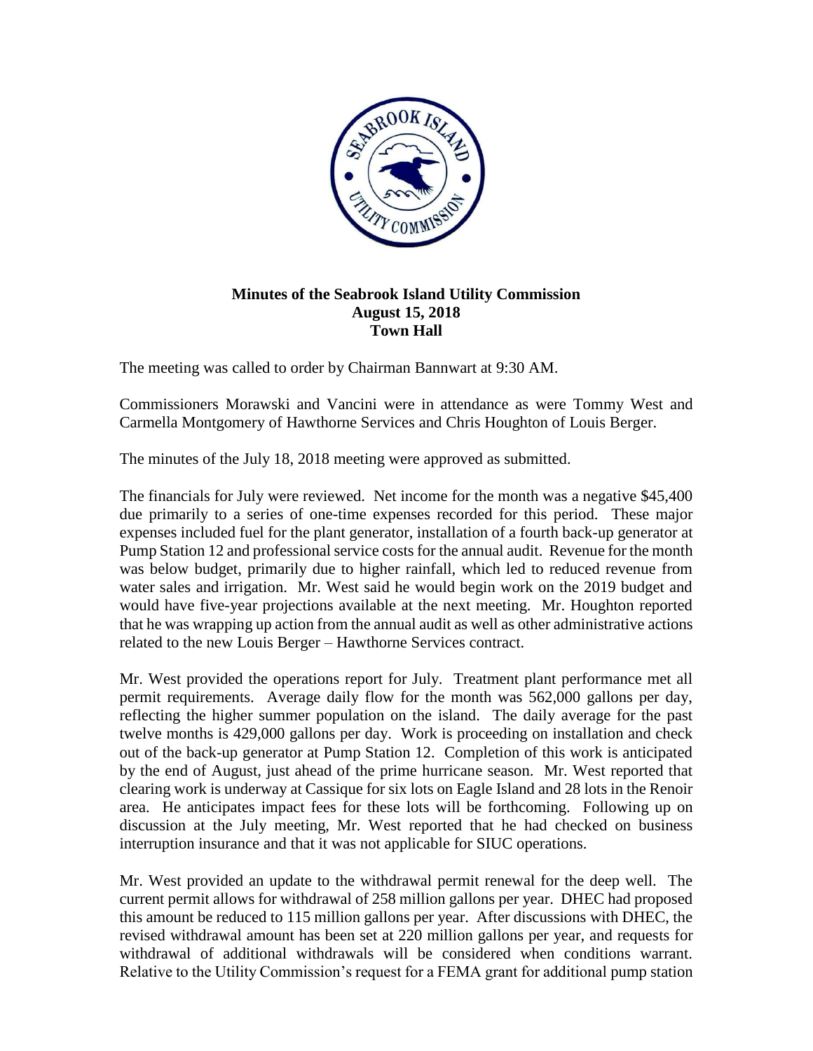**Minutes of the Seabrook Island Utility Commission**
**August 15, 2018**
**Town Hall**

The meeting was called to order by Chairman Bannwart at 9:30 AM.

Commissioners Morawski and Vancini were in attendance as were Tommy West and Carmella Montgomery of Hawthorne Services and Chris Houghton of Louis Berger.

The minutes of the July 18, 2018 meeting were approved as submitted.

The financials for July were reviewed. Net income for the month was a negative $45,400 due primarily to a series of one-time expenses recorded for this period. These major expenses included fuel for the plant generator, installation of a fourth back-up generator at Pump Station 12 and professional service costs for the annual audit. Revenue for the month was below budget, primarily due to higher rainfall, which led to reduced revenue from water sales and irrigation. Mr. West said he would begin work on the 2019 budget and would have five-year projections available at the next meeting. Mr. Houghton reported that he was wrapping up action from the annual audit as well as other administrative actions related to the new Louis Berger – Hawthorne Services contract.

Mr. West provided the operations report for July. Treatment plant performance met all permit requirements. Average daily flow for the month was 562,000 gallons per day, reflecting the higher summer population on the island. The daily average for the past twelve months is 429,000 gallons per day. Work is proceeding on installation and check out of the back-up generator at Pump Station 12. Completion of this work is anticipated by the end of August, just ahead of the prime hurricane season. Mr. West reported that clearing work is underway at Cassique for six lots on Eagle Island and 28 lots in the Renoir area. He anticipates impact fees for these lots will be forthcoming. Following up on discussion at the July meeting, Mr. West reported that he had checked on business interruption insurance and that it was not applicable for SIUC operations.

Mr. West provided an update to the withdrawal permit renewal for the deep well. The current permit allows for withdrawal of 258 million gallons per year. DHEC had proposed this amount be reduced to 115 million gallons per year. After discussions with DHEC, the revised withdrawal amount has been set at 220 million gallons per year, and requests for withdrawal of additional withdrawals will be considered when conditions warrant. Relative to the Utility Commission's request for a FEMA grant for additional pump station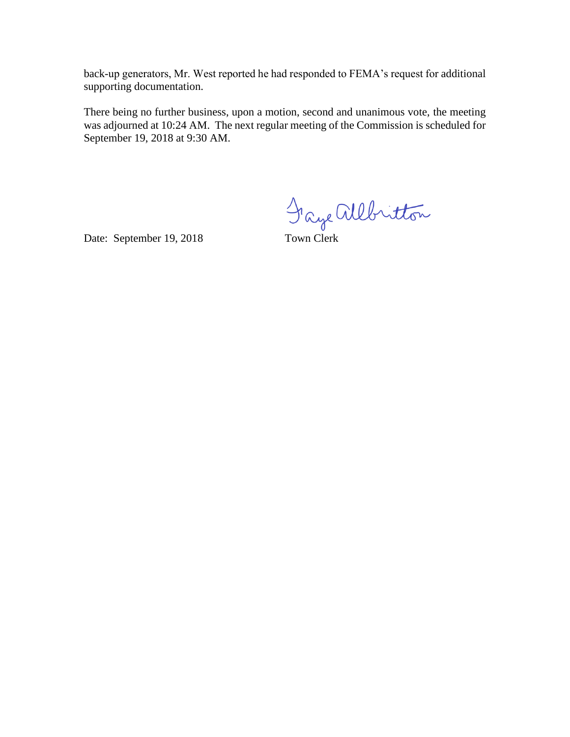back-up generators, Mr. West reported he had responded to FEMA's request for additional supporting documentation.

There being no further business, upon a motion, second and unanimous vote, the meeting was adjourned at 10:24 AM. The next regular meeting of the Commission is scheduled for September 19, 2018 at 9:30 AM.

Faye Allbritton

Date: September 19, 2018 Town Clerk